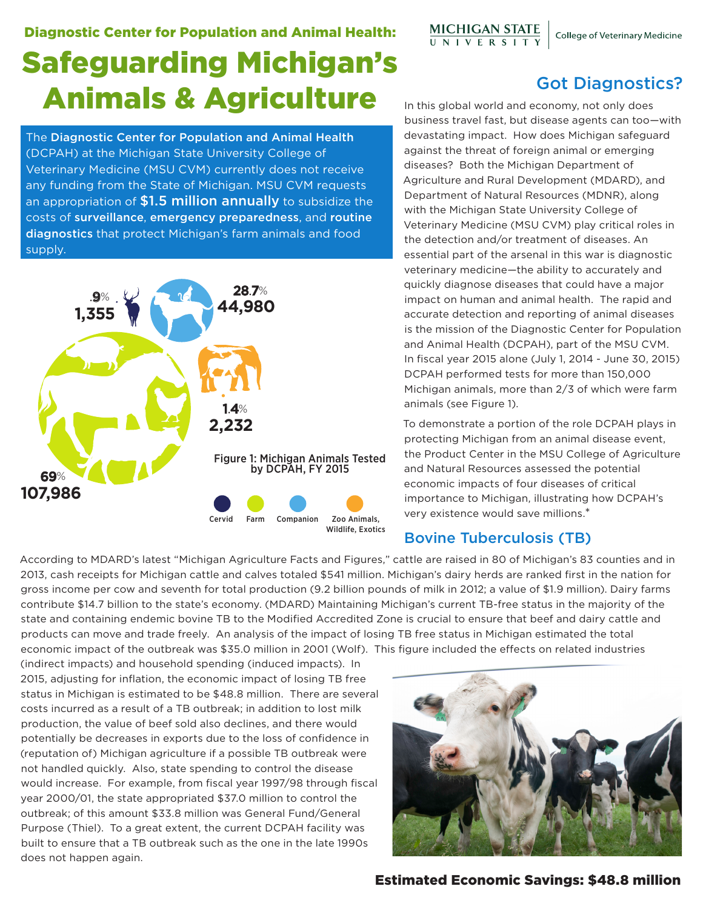**Diagnostic Center for Population and Animal Health:**

# Safeguarding Michigan's Animals & Agriculture

MICHIGAN STATE UNIVERSITY | College of Veterinary Medicine

The **Diagnostic Center for Population and Animal Health** (DCPAH) at the Michigan State University College of Veterinary Medicine (MSU CVM) currently does not receive any funding from the State of Michigan. MSU CVM requests an appropriation of **$1.5 million annually** to subsidize the costs of **surveillance**, **emergency preparedness**, and **routine diagnostics** that protect Michigan's farm animals and food supply.

.9% 1,355

28.7% 44,980

1.4% 2,232

69% 107,986

Figure 1: Michigan Animals Tested by DCPAH, FY 2015

Cervid | Farm | Companion | Zoo Animals, Wildlife, Exotics

## Got Diagnostics?

In this global world and economy, not only does business travel fast, but disease agents can too—with devastating impact. How does Michigan safeguard against the threat of foreign animal or emerging diseases? Both the Michigan Department of Agriculture and Rural Development (MDARD), and Department of Natural Resources (MDNR), along with the Michigan State University College of Veterinary Medicine (MSU CVM) play critical roles in the detection and/or treatment of diseases. An essential part of the arsenal in this war is diagnostic veterinary medicine—the ability to accurately and quickly diagnose diseases that could have a major impact on human and animal health. The rapid and accurate detection and reporting of animal diseases is the mission of the Diagnostic Center for Population and Animal Health (DCPAH), part of the MSU CVM. In fiscal year 2015 alone (July 1, 2014 - June 30, 2015) DCPAH performed tests for more than 150,000 Michigan animals, more than 2/3 of which were farm animals (see Figure 1).

To demonstrate a portion of the role DCPAH plays in protecting Michigan from an animal disease event, the Product Center in the MSU College of Agriculture and Natural Resources assessed the potential economic impacts of four diseases of critical importance to Michigan, illustrating how DCPAH's very existence would save millions.*

## Bovine Tuberculosis (TB)

According to MDARD's latest "Michigan Agriculture Facts and Figures," cattle are raised in 80 of Michigan's 83 counties and in 2013, cash receipts for Michigan cattle and calves totaled $541 million. Michigan's dairy herds are ranked first in the nation for gross income per cow and seventh for total production (9.2 billion pounds of milk in 2012; a value of $1.9 million). Dairy farms contribute $14.7 billion to the state's economy. (MDARD) Maintaining Michigan's current TB-free status in the majority of the state and containing endemic bovine TB to the Modified Accredited Zone is crucial to ensure that beef and dairy cattle and products can move and trade freely. An analysis of the impact of losing TB free status in Michigan estimated the total economic impact of the outbreak was $35.0 million in 2001 (Wolf). This figure included the effects on related industries (indirect impacts) and household spending (induced impacts). In 2015, adjusting for inflation, the economic impact of losing TB free status in Michigan is estimated to be $48.8 million. There are several costs incurred as a result of a TB outbreak; in addition to lost milk production, the value of beef sold also declines, and there would potentially be decreases in exports due to the loss of confidence in (reputation of) Michigan agriculture if a possible TB outbreak were not handled quickly. Also, state spending to control the disease would increase. For example, from fiscal year 1997/98 through fiscal year 2000/01, the state appropriated $37.0 million to control the outbreak; of this amount $33.8 million was General Fund/General Purpose (Thiel). To a great extent, the current DCPAH facility was built to ensure that a TB outbreak such as the one in the late 1990s does not happen again.

**Estimated Economic Savings: $48.8 million**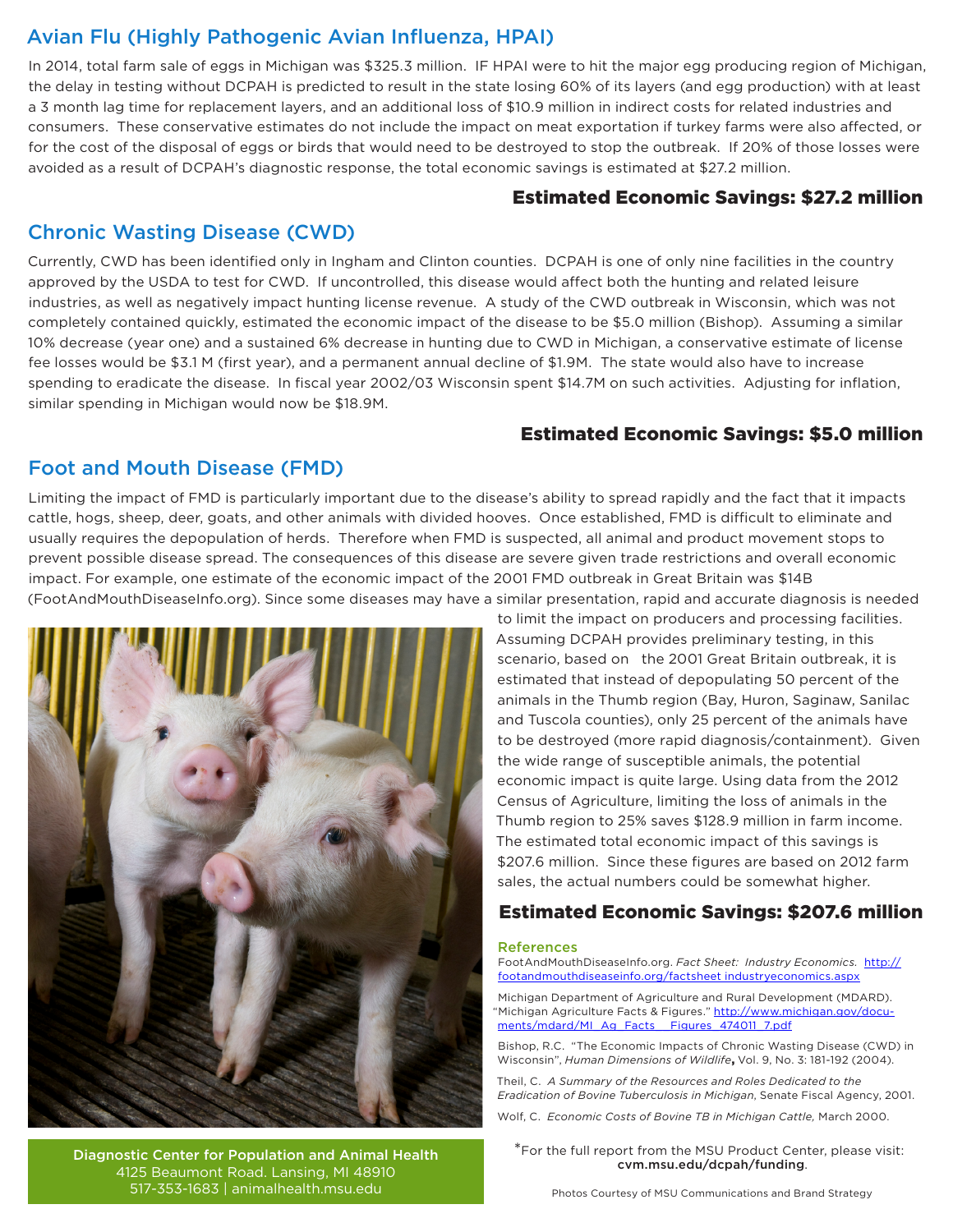## Avian Flu (Highly Pathogenic Avian Influenza, HPAI)

In 2014, total farm sale of eggs in Michigan was $325.3 million. IF HPAI were to hit the major egg producing region of Michigan, the delay in testing without DCPAH is predicted to result in the state losing 60% of its layers (and egg production) with at least a 3 month lag time for replacement layers, and an additional loss of $10.9 million in indirect costs for related industries and consumers. These conservative estimates do not include the impact on meat exportation if turkey farms were also affected, or for the cost of the disposal of eggs or birds that would need to be destroyed to stop the outbreak. If 20% of those losses were avoided as a result of DCPAH's diagnostic response, the total economic savings is estimated at $27.2 million.

**Estimated Economic Savings: $27.2 million**

## Chronic Wasting Disease (CWD)

Currently, CWD has been identified only in Ingham and Clinton counties. DCPAH is one of only nine facilities in the country approved by the USDA to test for CWD. If uncontrolled, this disease would affect both the hunting and related leisure industries, as well as negatively impact hunting license revenue. A study of the CWD outbreak in Wisconsin, which was not completely contained quickly, estimated the economic impact of the disease to be $5.0 million (Bishop). Assuming a similar 10% decrease (year one) and a sustained 6% decrease in hunting due to CWD in Michigan, a conservative estimate of license fee losses would be $3.1 M (first year), and a permanent annual decline of $1.9M. The state would also have to increase spending to eradicate the disease. In fiscal year 2002/03 Wisconsin spent $14.7M on such activities. Adjusting for inflation, similar spending in Michigan would now be $18.9M.

**Estimated Economic Savings: $5.0 million**

## Foot and Mouth Disease (FMD)

Limiting the impact of FMD is particularly important due to the disease's ability to spread rapidly and the fact that it impacts cattle, hogs, sheep, deer, goats, and other animals with divided hooves. Once established, FMD is difficult to eliminate and usually requires the depopulation of herds. Therefore when FMD is suspected, all animal and product movement stops to prevent possible disease spread. The consequences of this disease are severe given trade restrictions and overall economic impact. For example, one estimate of the economic impact of the 2001 FMD outbreak in Great Britain was $14B (FootAndMouthDiseaseInfo.org). Since some diseases may have a similar presentation, rapid and accurate diagnosis is needed to limit the impact on producers and processing facilities. Assuming DCPAH provides preliminary testing, in this scenario, based on the 2001 Great Britain outbreak, it is estimated that instead of depopulating 50 percent of the animals in the Thumb region (Bay, Huron, Saginaw, Sanilac and Tuscola counties), only 25 percent of the animals have to be destroyed (more rapid diagnosis/containment). Given the wide range of susceptible animals, the potential economic impact is quite large. Using data from the 2012 Census of Agriculture, limiting the loss of animals in the Thumb region to 25% saves $128.9 million in farm income. The estimated total economic impact of this savings is $207.6 million. Since these figures are based on 2012 farm sales, the actual numbers could be somewhat higher.

**Estimated Economic Savings: $207.6 million**

### References

FootAndMouthDiseaseInfo.org. *Fact Sheet: Industry Economics.* http://footandmouthdiseaseinfo.org/factsheet industryeconomics.aspx

Michigan Department of Agriculture and Rural Development (MDARD). "Michigan Agriculture Facts & Figures." http://www.michigan.gov/documents/mdard/MI_Ag_Facts__Figures_474011_7.pdf

Bishop, R.C. "The Economic Impacts of Chronic Wasting Disease (CWD) in Wisconsin", *Human Dimensions of Wildlife*, Vol. 9, No. 3: 181-192 (2004).

Theil, C. *A Summary of the Resources and Roles Dedicated to the Eradication of Bovine Tuberculosis in Michigan*, Senate Fiscal Agency, 2001.

Wolf, C. *Economic Costs of Bovine TB in Michigan Cattle,* March 2000.

**Diagnostic Center for Population and Animal Health**
4125 Beaumont Road. Lansing, MI 48910
517-353-1683 | animalhealth.msu.edu

*For the full report from the MSU Product Center, please visit: **cvm.msu.edu/dcpah/funding**.

Photos Courtesy of MSU Communications and Brand Strategy